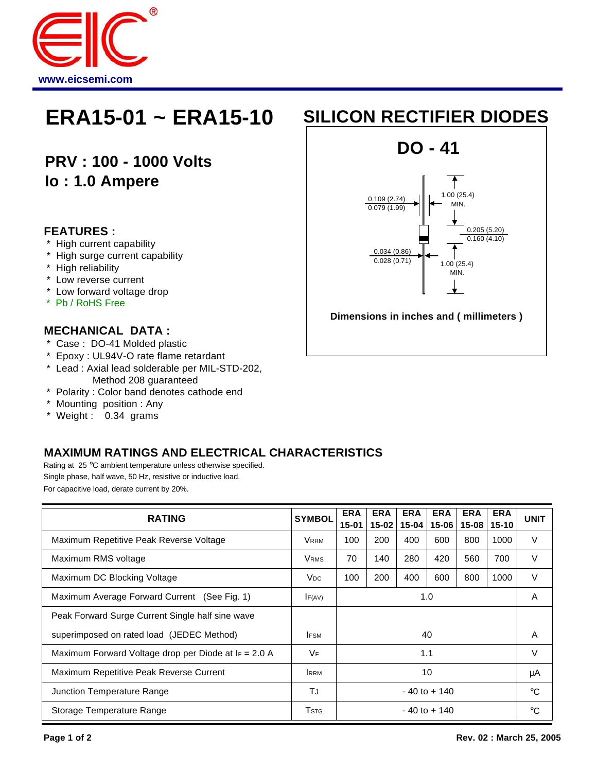www.eicsemi.com

# ERA15-01 ~ ERA15-10

# SILICON RECTIFIER DIODES

## PRV : 100 - 1000 Volts
## Io : 1.0 Ampere

### FEATURES :

* High current capability
* High surge current capability
* High reliability
* Low reverse current
* Low forward voltage drop
* Pb / RoHS Free

### MECHANICAL DATA :

* Case : DO-41 Molded plastic
* Epoxy : UL94V-O rate flame retardant
* Lead : Axial lead solderable per MIL-STD-202, Method 208 guaranteed
* Polarity : Color band denotes cathode end
* Mounting position : Any
* Weight : 0.34 grams

**DO - 41**

0.109 (2.74)
0.079 (1.99)

1.00 (25.4) MIN.

0.205 (5.20)
0.160 (4.10)

0.034 (0.86)
0.028 (0.71)

1.00 (25.4) MIN.

**Dimensions in inches and ( millimeters )**

### MAXIMUM RATINGS AND ELECTRICAL CHARACTERISTICS

Rating at 25 °C ambient temperature unless otherwise specified.
Single phase, half wave, 50 Hz, resistive or inductive load.
For capacitive load, derate current by 20%.

| RATING | SYMBOL | ERA 15-01 | ERA 15-02 | ERA 15-04 | ERA 15-06 | ERA 15-08 | ERA 15-10 | UNIT |
|---|---|---|---|---|---|---|---|---|
| Maximum Repetitive Peak Reverse Voltage | $V_{RRM}$ | 100 | 200 | 400 | 600 | 800 | 1000 | V |
| Maximum RMS voltage | $V_{RMS}$ | 70 | 140 | 280 | 420 | 560 | 700 | V |
| Maximum DC Blocking Voltage | $V_{DC}$ | 100 | 200 | 400 | 600 | 800 | 1000 | V |
| Maximum Average Forward Current (See Fig. 1) | $I_{F(AV)}$ | 1.0 | | | | | | A |
| Peak Forward Surge Current Single half sine wave superimposed on rated load (JEDEC Method) | $I_{FSM}$ | 40 | | | | | | A |
| Maximum Forward Voltage drop per Diode at $I_F$ = 2.0 A | $V_F$ | 1.1 | | | | | | V |
| Maximum Repetitive Peak Reverse Current | $I_{RRM}$ | 10 | | | | | | μA |
| Junction Temperature Range | $T_J$ | - 40 to + 140 | | | | | | °C |
| Storage Temperature Range | $T_{STG}$ | - 40 to + 140 | | | | | | °C |

Rev. 02 : March 25, 2005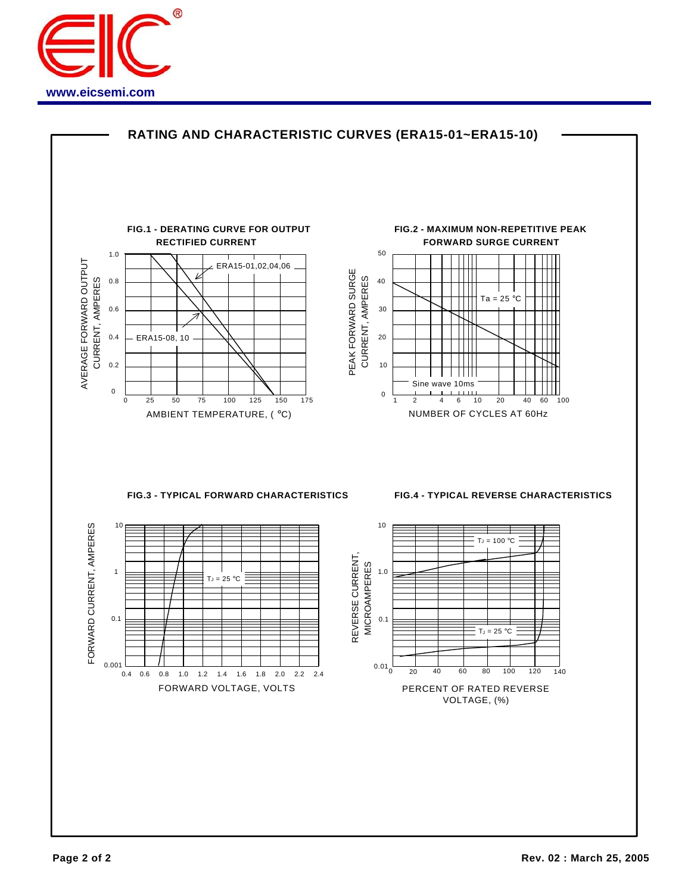## RATING AND CHARACTERISTIC CURVES (ERA15-01~ERA15-10)

**FIG.1 - DERATING CURVE FOR OUTPUT RECTIFIED CURRENT**

AVERAGE FORWARD OUTPUT CURRENT, AMPERES

1.0
0.8
0.6
0.4
0.2
0

ERA15-01,02,04,06

ERA15-08, 10

0 25 50 75 100 125 150 175

AMBIENT TEMPERATURE, ( °C)

**FIG.2 - MAXIMUM NON-REPETITIVE PEAK FORWARD SURGE CURRENT**

PEAK FORWARD SURGE CURRENT, AMPERES

50
40
30
20
10
0

Ta = 25 °C

Sine wave 10ms

1 2 4 6 10 20 40 60 100

NUMBER OF CYCLES AT 60Hz

**FIG.3 - TYPICAL FORWARD CHARACTERISTICS**

FORWARD CURRENT, AMPERES

10
1
0.1
0.001

$T_J$ = 25 °C

0.4 0.6 0.8 1.0 1.2 1.4 1.6 1.8 2.0 2.2 2.4

FORWARD VOLTAGE, VOLTS

**FIG.4 - TYPICAL REVERSE CHARACTERISTICS**

REVERSE CURRENT, MICROAMPERES

10
1.0
0.1
0.01

$T_J$ = 100 °C

$T_J$ = 25 °C

0 20 40 60 80 100 120 140

PERCENT OF RATED REVERSE VOLTAGE, (%)

Rev. 02 : March 25, 2005